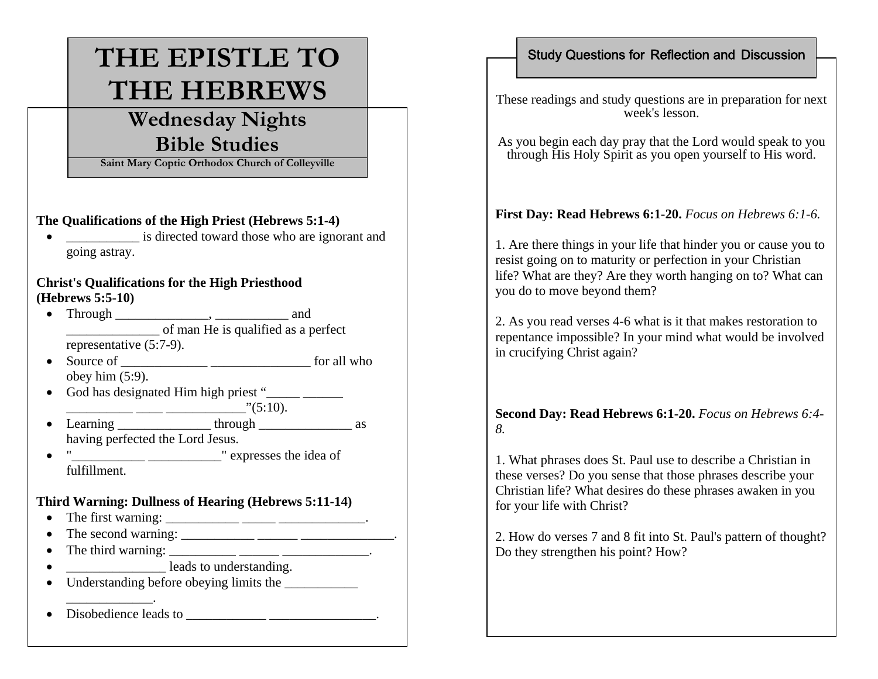# THE EPISTLE TO THE HEBREWS

## Wednesday Nights Bible Studies

**Saint Mary Coptic Orthodox Church of Colleyville**

**The Qualifications of the High Priest (Hebrews 5:1-4)**

- ___________ is directed toward those who are ignorant and going astray.

**Christ's Qualifications for the High Priesthood (Hebrews 5:5-10)**

- Through ______________, ___________ and ______________ of man He is qualified as a perfect representative (5:7-9).
- Source of _____________ _______________ for all who obey him (5:9).
- God has designated Him high priest "_____ ______ __________ ____ ____________"(5:10).
- Learning ______________ through ______________ as having perfected the Lord Jesus.
- "___________ ___________" expresses the idea of fulfillment.

**Third Warning: Dullness of Hearing (Hebrews 5:11-14)**

- The first warning: ___________ _____ _____________.
- The second warning: ___________ ______ ______________.
- The third warning: __________ ______ _____________.
- _______________ leads to understanding.
- Understanding before obeying limits the ___________ _____________.
- Disobedience leads to ____________ ________________.

### Study Questions for Reflection and Discussion

These readings and study questions are in preparation for next week's lesson.

As you begin each day pray that the Lord would speak to you through His Holy Spirit as you open yourself to His word.

**First Day: Read Hebrews 6:1-20.** *Focus on Hebrews 6:1-6.*

1. Are there things in your life that hinder you or cause you to resist going on to maturity or perfection in your Christian life? What are they? Are they worth hanging on to? What can you do to move beyond them?

2. As you read verses 4-6 what is it that makes restoration to repentance impossible? In your mind what would be involved in crucifying Christ again?

**Second Day: Read Hebrews 6:1-20.** *Focus on Hebrews 6:4-8.*

1. What phrases does St. Paul use to describe a Christian in these verses? Do you sense that those phrases describe your Christian life? What desires do these phrases awaken in you for your life with Christ?

2. How do verses 7 and 8 fit into St. Paul's pattern of thought? Do they strengthen his point? How?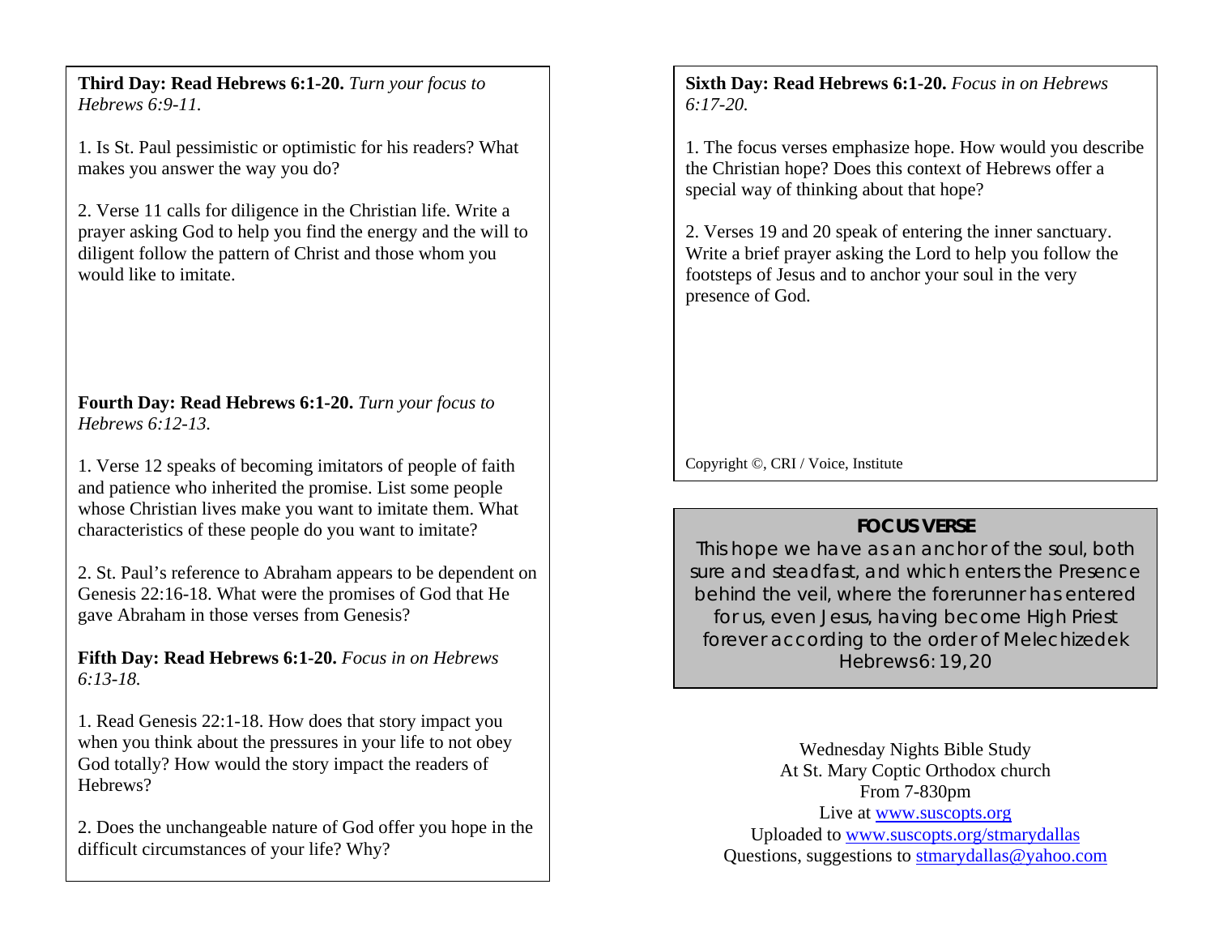**Third Day: Read Hebrews 6:1-20.** *Turn your focus to Hebrews 6:9-11.*

1. Is St. Paul pessimistic or optimistic for his readers? What makes you answer the way you do?

2. Verse 11 calls for diligence in the Christian life. Write a prayer asking God to help you find the energy and the will to diligent follow the pattern of Christ and those whom you would like to imitate.

**Fourth Day: Read Hebrews 6:1-20.** *Turn your focus to Hebrews 6:12-13.*

1. Verse 12 speaks of becoming imitators of people of faith and patience who inherited the promise. List some people whose Christian lives make you want to imitate them. What characteristics of these people do you want to imitate?

2. St. Paul's reference to Abraham appears to be dependent on Genesis 22:16-18. What were the promises of God that He gave Abraham in those verses from Genesis?

**Fifth Day: Read Hebrews 6:1-20.** *Focus in on Hebrews 6:13-18.*

1. Read Genesis 22:1-18. How does that story impact you when you think about the pressures in your life to not obey God totally? How would the story impact the readers of Hebrews?

2. Does the unchangeable nature of God offer you hope in the difficult circumstances of your life? Why?

**Sixth Day: Read Hebrews 6:1-20.** *Focus in on Hebrews 6:17-20.*

1. The focus verses emphasize hope. How would you describe the Christian hope? Does this context of Hebrews offer a special way of thinking about that hope?

2. Verses 19 and 20 speak of entering the inner sanctuary. Write a brief prayer asking the Lord to help you follow the footsteps of Jesus and to anchor your soul in the very presence of God.

Copyright ©, CRI / Voice, Institute

**FOCUS VERSE**

This hope we have as an anchor of the soul, both sure and steadfast, and which enters the Presence behind the veil, where the forerunner has entered for us, even Jesus, having become High Priest forever according to the order of Melechizedek
Hebrews 6: 19, 20

Wednesday Nights Bible Study
At St. Mary Coptic Orthodox church
From 7-830pm
Live at www.suscopts.org
Uploaded to www.suscopts.org/stmarydallas
Questions, suggestions to stmarydallas@yahoo.com